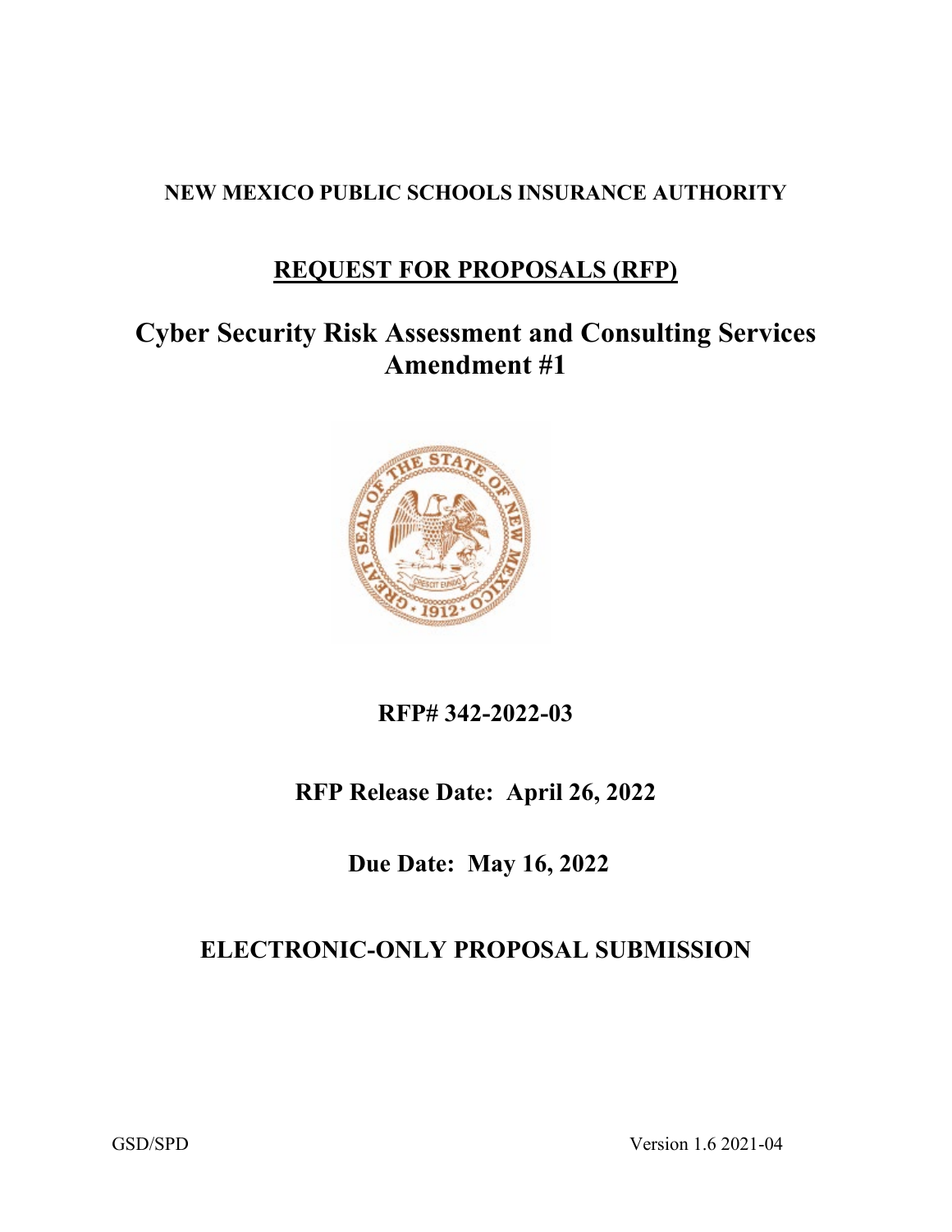**NEW MEXICO PUBLIC SCHOOLS INSURANCE AUTHORITY**

# REQUEST FOR PROPOSALS (RFP)

# Cyber Security Risk Assessment and Consulting Services Amendment #1

**RFP# 342-2022-03**

**RFP Release Date: April 26, 2022**

**Due Date: May 16, 2022**

**ELECTRONIC-ONLY PROPOSAL SUBMISSION**

GSD/SPD Version 1.6 2021-04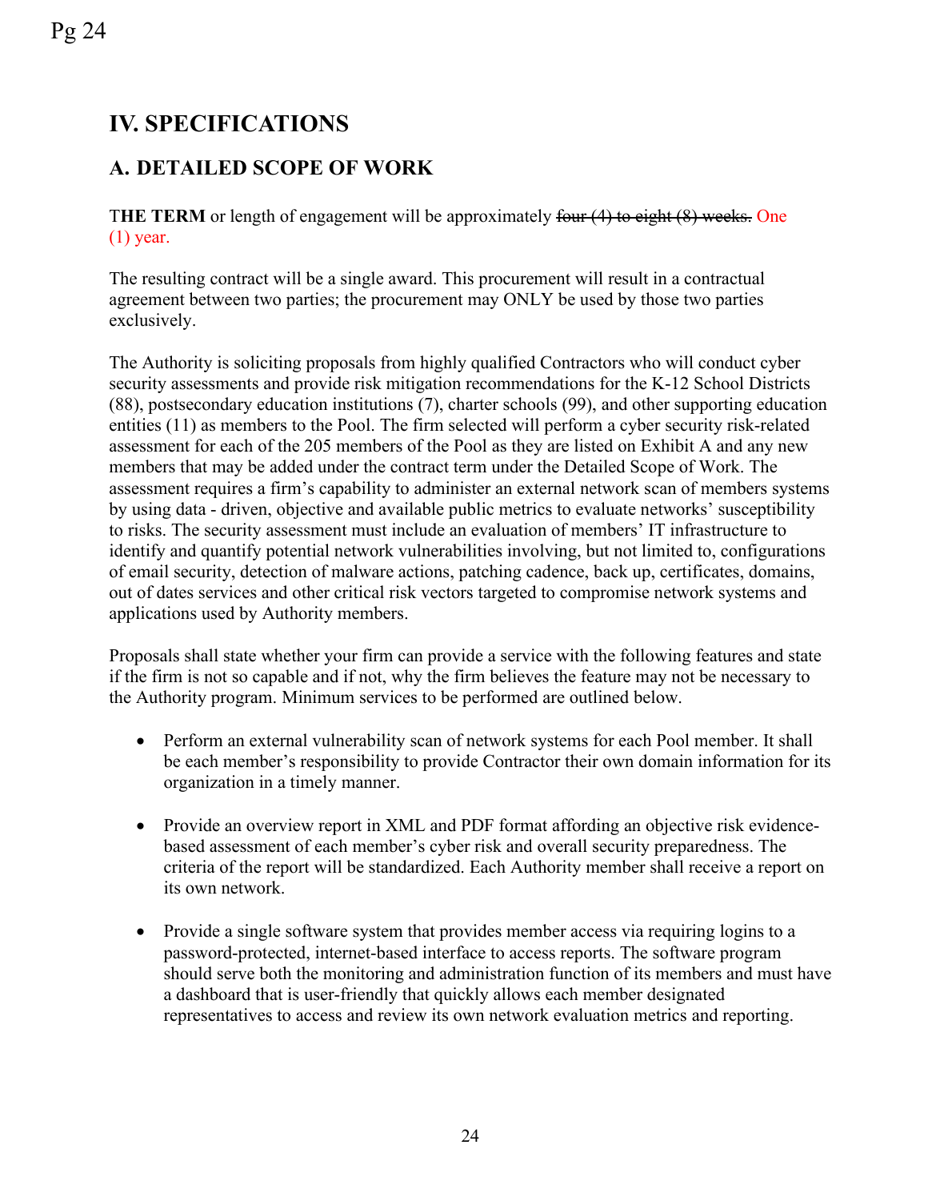## IV. SPECIFICATIONS

### A. DETAILED SCOPE OF WORK

**THE TERM** or length of engagement will be approximately ~~four (4) to eight (8) weeks.~~ One (1) year.

The resulting contract will be a single award. This procurement will result in a contractual agreement between two parties; the procurement may ONLY be used by those two parties exclusively.

The Authority is soliciting proposals from highly qualified Contractors who will conduct cyber security assessments and provide risk mitigation recommendations for the K-12 School Districts (88), postsecondary education institutions (7), charter schools (99), and other supporting education entities (11) as members to the Pool. The firm selected will perform a cyber security risk-related assessment for each of the 205 members of the Pool as they are listed on Exhibit A and any new members that may be added under the contract term under the Detailed Scope of Work. The assessment requires a firm's capability to administer an external network scan of members systems by using data - driven, objective and available public metrics to evaluate networks' susceptibility to risks. The security assessment must include an evaluation of members' IT infrastructure to identify and quantify potential network vulnerabilities involving, but not limited to, configurations of email security, detection of malware actions, patching cadence, back up, certificates, domains, out of dates services and other critical risk vectors targeted to compromise network systems and applications used by Authority members.

Proposals shall state whether your firm can provide a service with the following features and state if the firm is not so capable and if not, why the firm believes the feature may not be necessary to the Authority program. Minimum services to be performed are outlined below.

- Perform an external vulnerability scan of network systems for each Pool member. It shall be each member's responsibility to provide Contractor their own domain information for its organization in a timely manner.

- Provide an overview report in XML and PDF format affording an objective risk evidence-based assessment of each member's cyber risk and overall security preparedness. The criteria of the report will be standardized. Each Authority member shall receive a report on its own network.

- Provide a single software system that provides member access via requiring logins to a password-protected, internet-based interface to access reports. The software program should serve both the monitoring and administration function of its members and must have a dashboard that is user-friendly that quickly allows each member designated representatives to access and review its own network evaluation metrics and reporting.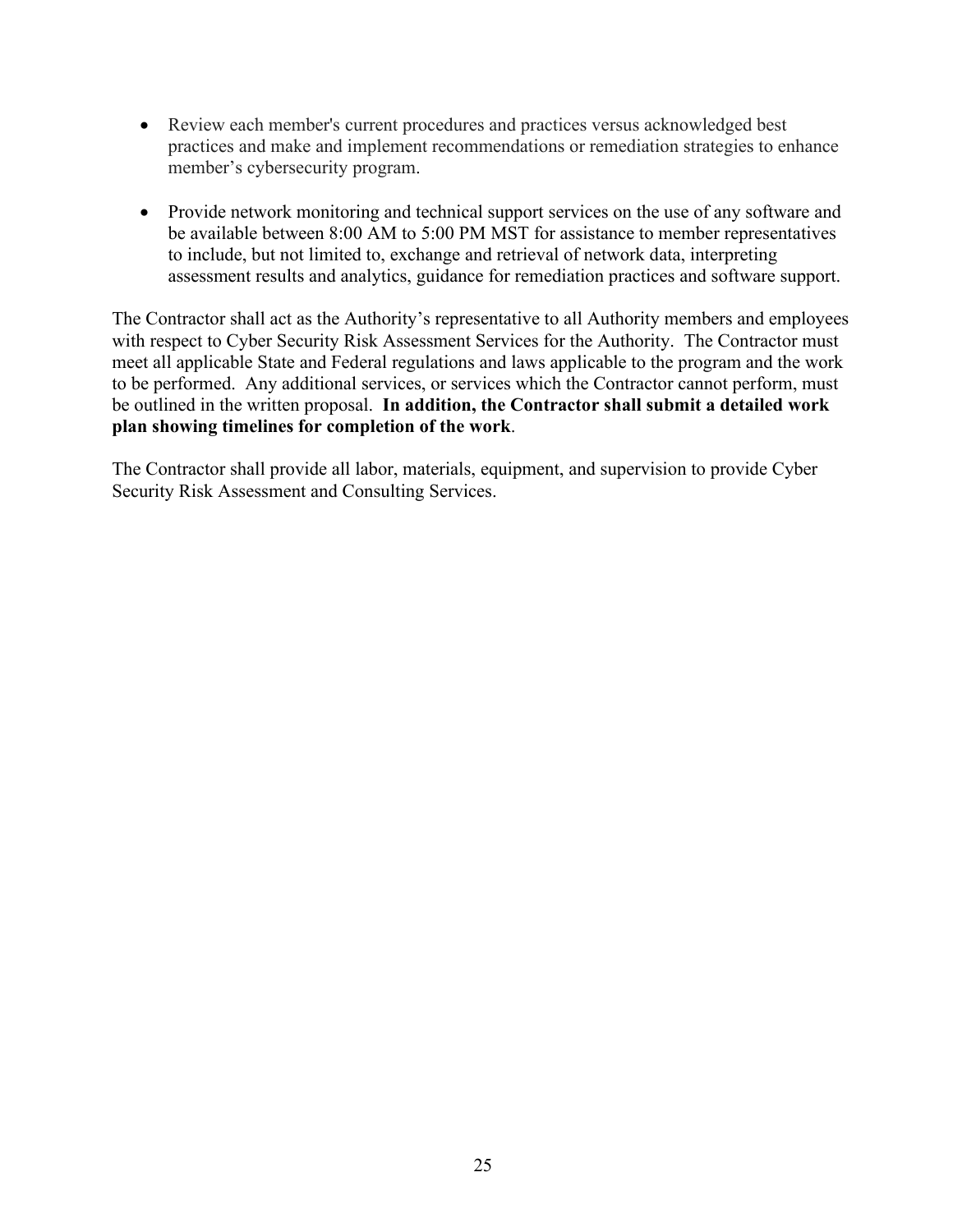- Review each member's current procedures and practices versus acknowledged best practices and make and implement recommendations or remediation strategies to enhance member's cybersecurity program.

- Provide network monitoring and technical support services on the use of any software and be available between 8:00 AM to 5:00 PM MST for assistance to member representatives to include, but not limited to, exchange and retrieval of network data, interpreting assessment results and analytics, guidance for remediation practices and software support.

The Contractor shall act as the Authority's representative to all Authority members and employees with respect to Cyber Security Risk Assessment Services for the Authority. The Contractor must meet all applicable State and Federal regulations and laws applicable to the program and the work to be performed. Any additional services, or services which the Contractor cannot perform, must be outlined in the written proposal. **In addition, the Contractor shall submit a detailed work plan showing timelines for completion of the work**.

The Contractor shall provide all labor, materials, equipment, and supervision to provide Cyber Security Risk Assessment and Consulting Services.